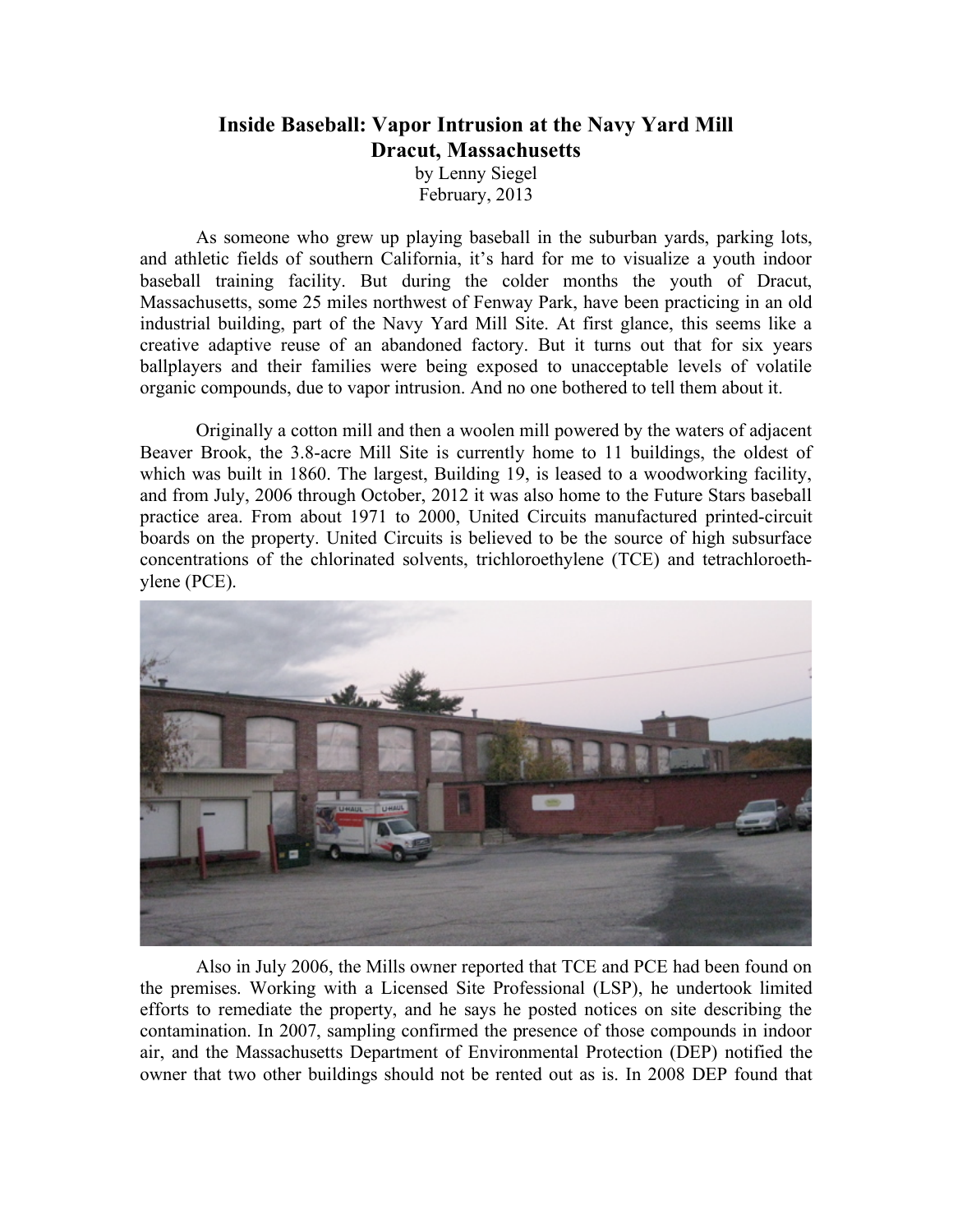# Inside Baseball: Vapor Intrusion at the Navy Yard Mill Dracut, Massachusetts

by Lenny Siegel
February, 2013

As someone who grew up playing baseball in the suburban yards, parking lots, and athletic fields of southern California, it's hard for me to visualize a youth indoor baseball training facility. But during the colder months the youth of Dracut, Massachusetts, some 25 miles northwest of Fenway Park, have been practicing in an old industrial building, part of the Navy Yard Mill Site. At first glance, this seems like a creative adaptive reuse of an abandoned factory. But it turns out that for six years ballplayers and their families were being exposed to unacceptable levels of volatile organic compounds, due to vapor intrusion. And no one bothered to tell them about it.

Originally a cotton mill and then a woolen mill powered by the waters of adjacent Beaver Brook, the 3.8-acre Mill Site is currently home to 11 buildings, the oldest of which was built in 1860. The largest, Building 19, is leased to a woodworking facility, and from July, 2006 through October, 2012 it was also home to the Future Stars baseball practice area. From about 1971 to 2000, United Circuits manufactured printed-circuit boards on the property. United Circuits is believed to be the source of high subsurface concentrations of the chlorinated solvents, trichloroethylene (TCE) and tetrachloroethylene (PCE).

Also in July 2006, the Mills owner reported that TCE and PCE had been found on the premises. Working with a Licensed Site Professional (LSP), he undertook limited efforts to remediate the property, and he says he posted notices on site describing the contamination. In 2007, sampling confirmed the presence of those compounds in indoor air, and the Massachusetts Department of Environmental Protection (DEP) notified the owner that two other buildings should not be rented out as is. In 2008 DEP found that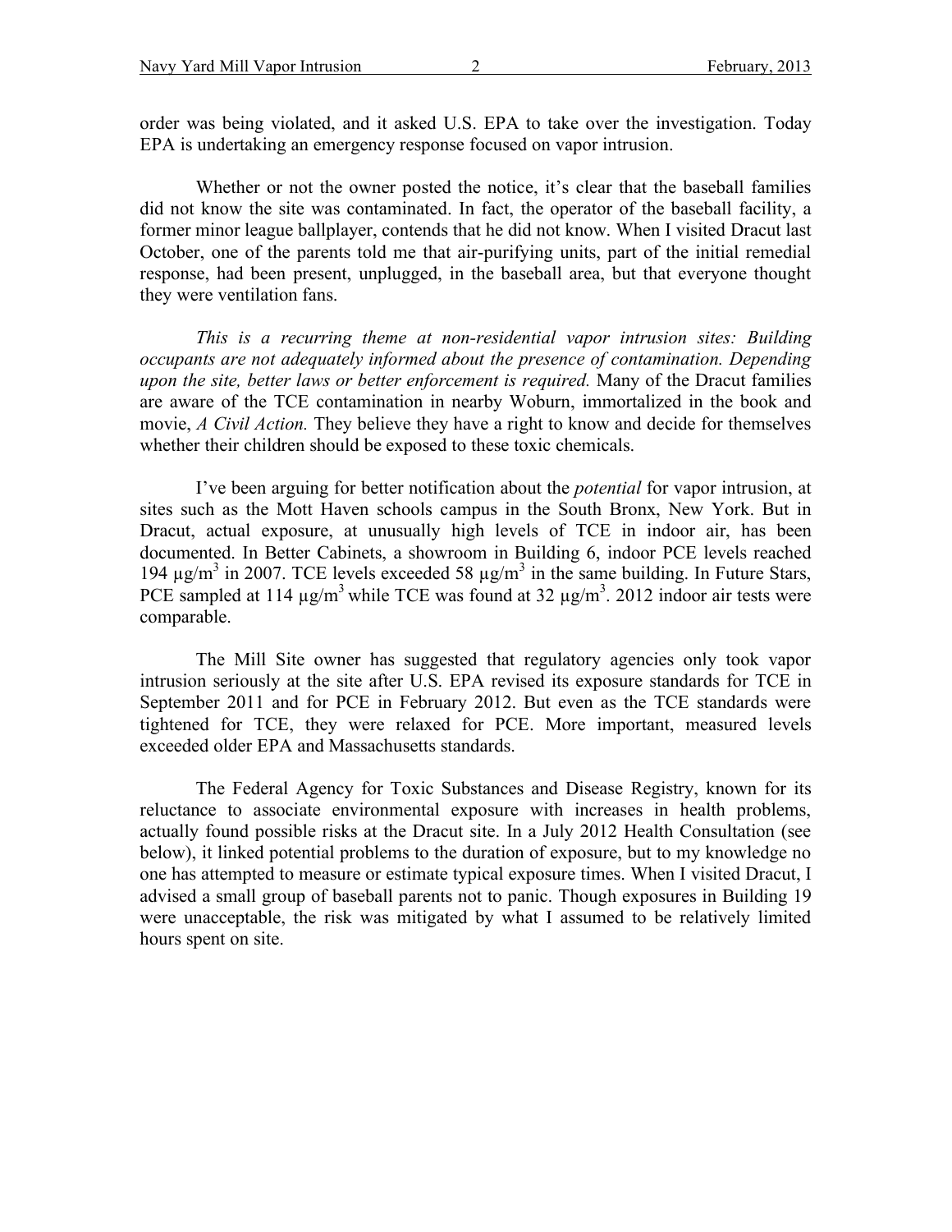order was being violated, and it asked U.S. EPA to take over the investigation. Today EPA is undertaking an emergency response focused on vapor intrusion.

Whether or not the owner posted the notice, it's clear that the baseball families did not know the site was contaminated. In fact, the operator of the baseball facility, a former minor league ballplayer, contends that he did not know. When I visited Dracut last October, one of the parents told me that air-purifying units, part of the initial remedial response, had been present, unplugged, in the baseball area, but that everyone thought they were ventilation fans.

*This is a recurring theme at non-residential vapor intrusion sites: Building occupants are not adequately informed about the presence of contamination. Depending upon the site, better laws or better enforcement is required.* Many of the Dracut families are aware of the TCE contamination in nearby Woburn, immortalized in the book and movie, *A Civil Action.* They believe they have a right to know and decide for themselves whether their children should be exposed to these toxic chemicals.

I've been arguing for better notification about the *potential* for vapor intrusion, at sites such as the Mott Haven schools campus in the South Bronx, New York. But in Dracut, actual exposure, at unusually high levels of TCE in indoor air, has been documented. In Better Cabinets, a showroom in Building 6, indoor PCE levels reached 194 $\mu g/m^3$ in 2007. TCE levels exceeded 58 $\mu g/m^3$ in the same building. In Future Stars, PCE sampled at 114 $\mu g/m^3$ while TCE was found at 32 $\mu g/m^3$. 2012 indoor air tests were comparable.

The Mill Site owner has suggested that regulatory agencies only took vapor intrusion seriously at the site after U.S. EPA revised its exposure standards for TCE in September 2011 and for PCE in February 2012. But even as the TCE standards were tightened for TCE, they were relaxed for PCE. More important, measured levels exceeded older EPA and Massachusetts standards.

The Federal Agency for Toxic Substances and Disease Registry, known for its reluctance to associate environmental exposure with increases in health problems, actually found possible risks at the Dracut site. In a July 2012 Health Consultation (see below), it linked potential problems to the duration of exposure, but to my knowledge no one has attempted to measure or estimate typical exposure times. When I visited Dracut, I advised a small group of baseball parents not to panic. Though exposures in Building 19 were unacceptable, the risk was mitigated by what I assumed to be relatively limited hours spent on site.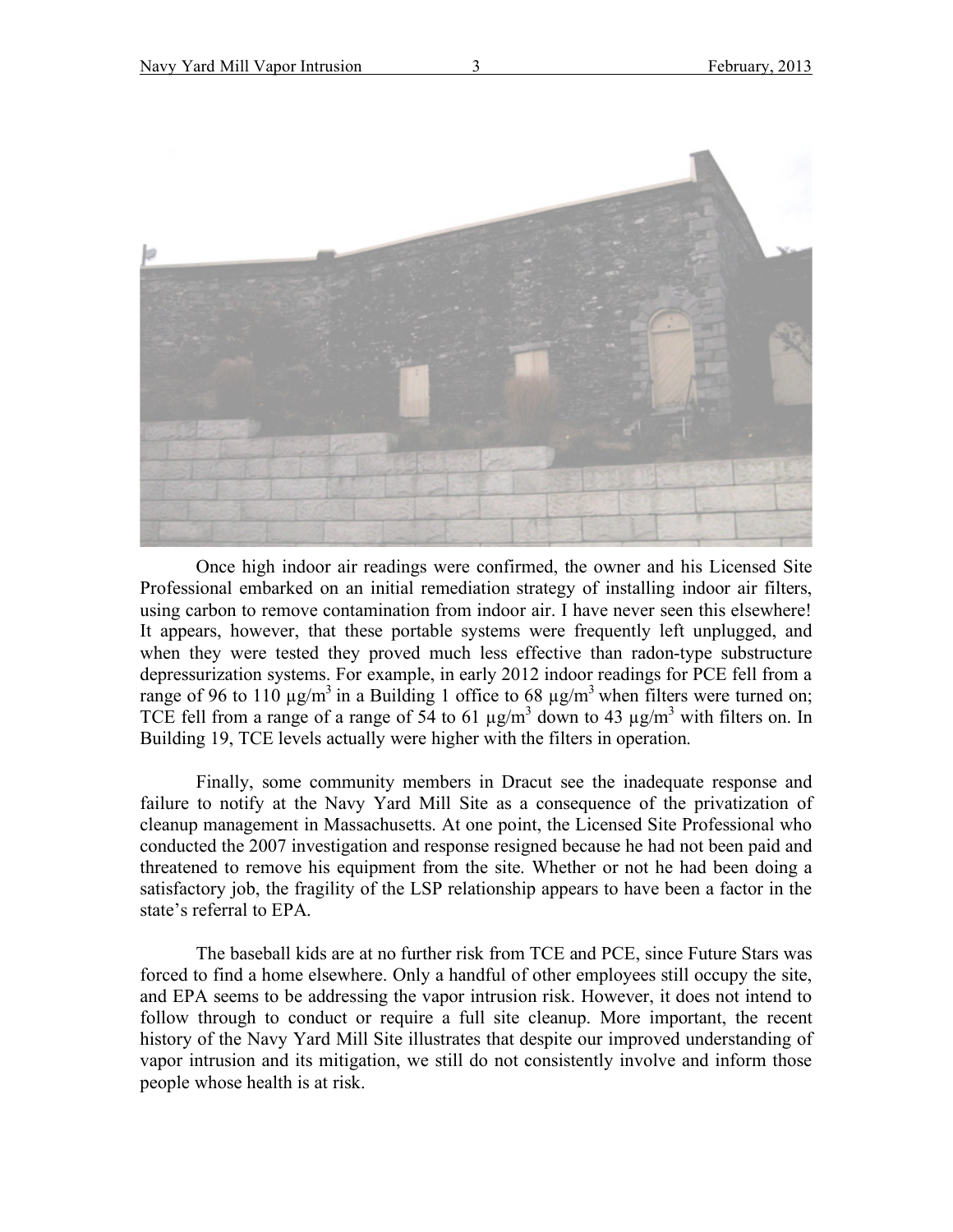Once high indoor air readings were confirmed, the owner and his Licensed Site Professional embarked on an initial remediation strategy of installing indoor air filters, using carbon to remove contamination from indoor air. I have never seen this elsewhere! It appears, however, that these portable systems were frequently left unplugged, and when they were tested they proved much less effective than radon-type substructure depressurization systems. For example, in early 2012 indoor readings for PCE fell from a range of 96 to 110 $\mu g/m^3$ in a Building 1 office to 68 $\mu g/m^3$ when filters were turned on; TCE fell from a range of a range of 54 to 61 $\mu g/m^3$ down to 43 $\mu g/m^3$ with filters on. In Building 19, TCE levels actually were higher with the filters in operation.

Finally, some community members in Dracut see the inadequate response and failure to notify at the Navy Yard Mill Site as a consequence of the privatization of cleanup management in Massachusetts. At one point, the Licensed Site Professional who conducted the 2007 investigation and response resigned because he had not been paid and threatened to remove his equipment from the site. Whether or not he had been doing a satisfactory job, the fragility of the LSP relationship appears to have been a factor in the state's referral to EPA.

The baseball kids are at no further risk from TCE and PCE, since Future Stars was forced to find a home elsewhere. Only a handful of other employees still occupy the site, and EPA seems to be addressing the vapor intrusion risk. However, it does not intend to follow through to conduct or require a full site cleanup. More important, the recent history of the Navy Yard Mill Site illustrates that despite our improved understanding of vapor intrusion and its mitigation, we still do not consistently involve and inform those people whose health is at risk.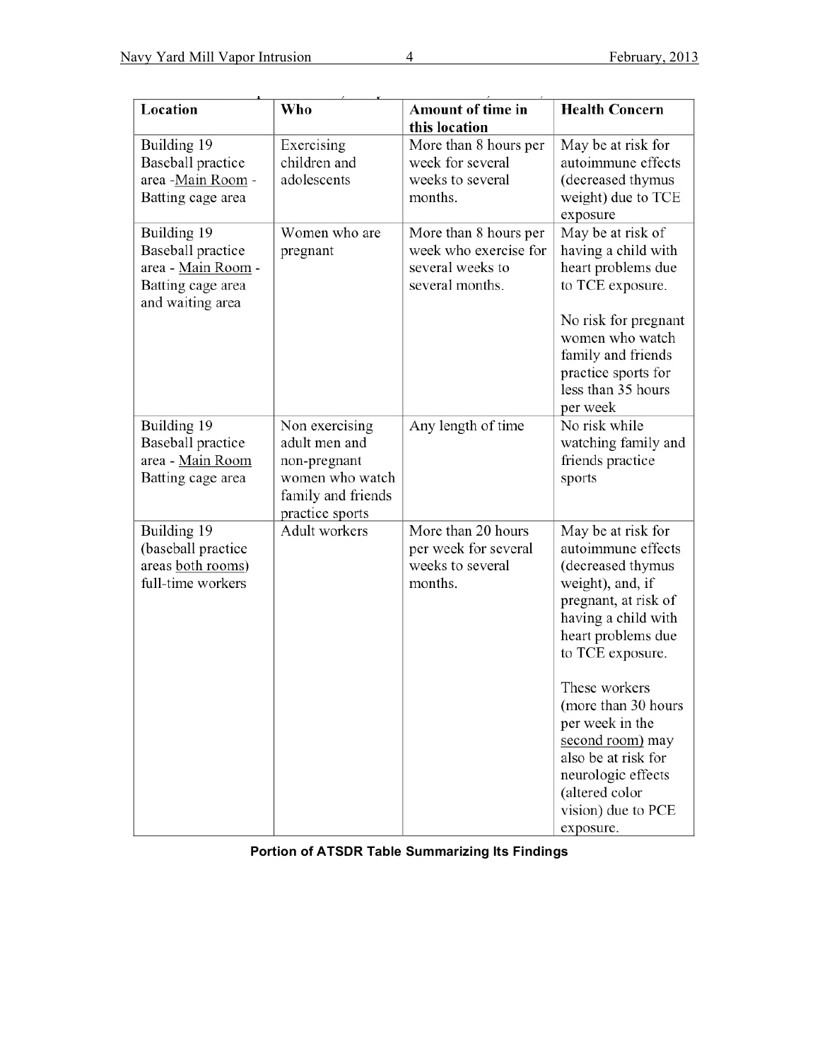| Location | Who | Amount of time in this location | Health Concern |
|---|---|---|---|
| Building 19 Baseball practice area -Main Room - Batting cage area | Exercising children and adolescents | More than 8 hours per week for several weeks to several months. | May be at risk for autoimmune effects (decreased thymus weight) due to TCE exposure |
| Building 19 Baseball practice area - Main Room - Batting cage area and waiting area | Women who are pregnant | More than 8 hours per week who exercise for several weeks to several months. | May be at risk of having a child with heart problems due to TCE exposure.<br><br>No risk for pregnant women who watch family and friends practice sports for less than 35 hours per week |
| Building 19 Baseball practice area - Main Room Batting cage area | Non exercising adult men and non-pregnant women who watch family and friends practice sports | Any length of time | No risk while watching family and friends practice sports |
| Building 19 (baseball practice areas both rooms) full-time workers | Adult workers | More than 20 hours per week for several weeks to several months. | May be at risk for autoimmune effects (decreased thymus weight), and, if pregnant, at risk of having a child with heart problems due to TCE exposure.<br><br>These workers (more than 30 hours per week in the second room) may also be at risk for neurologic effects (altered color vision) due to PCE exposure. |

**Portion of ATSDR Table Summarizing Its Findings**